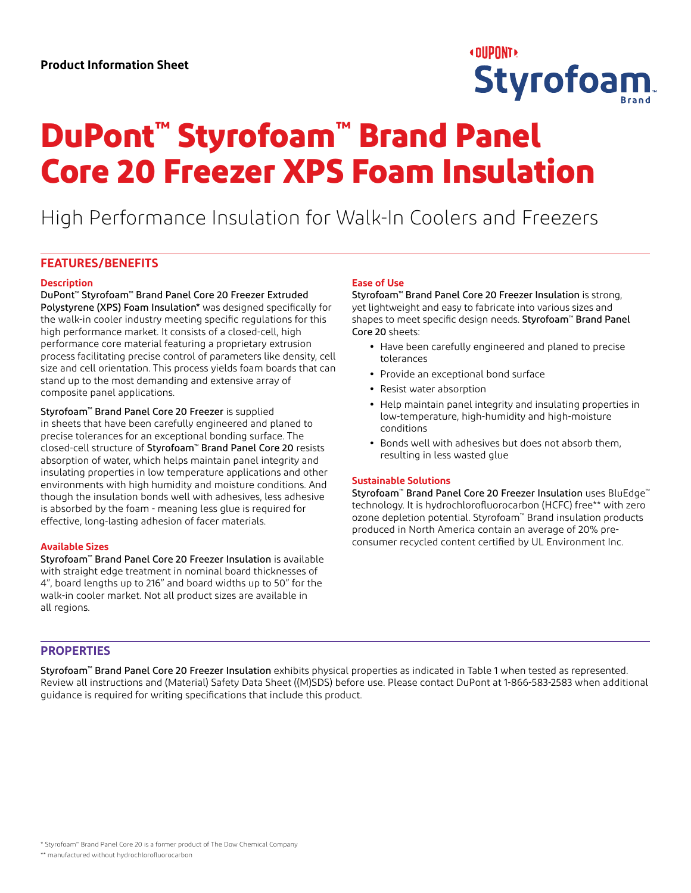Product Information Sheet

# DuPont™ Styrofoam™ Brand Panel Core 20 Freezer XPS Foam Insulation

High Performance Insulation for Walk-In Coolers and Freezers

## FEATURES/BENEFITS

### Description

DuPont™ Styrofoam™ Brand Panel Core 20 Freezer Extruded Polystyrene (XPS) Foam Insulation* was designed specifically for the walk-in cooler industry meeting specific regulations for this high performance market. It consists of a closed-cell, high performance core material featuring a proprietary extrusion process facilitating precise control of parameters like density, cell size and cell orientation. This process yields foam boards that can stand up to the most demanding and extensive array of composite panel applications.

Styrofoam™ Brand Panel Core 20 Freezer is supplied in sheets that have been carefully engineered and planed to precise tolerances for an exceptional bonding surface. The closed-cell structure of Styrofoam™ Brand Panel Core 20 resists absorption of water, which helps maintain panel integrity and insulating properties in low temperature applications and other environments with high humidity and moisture conditions. And though the insulation bonds well with adhesives, less adhesive is absorbed by the foam - meaning less glue is required for effective, long-lasting adhesion of facer materials.

### Available Sizes

Styrofoam™ Brand Panel Core 20 Freezer Insulation is available with straight edge treatment in nominal board thicknesses of 4", board lengths up to 216" and board widths up to 50" for the walk-in cooler market. Not all product sizes are available in all regions.

### Ease of Use

Styrofoam™ Brand Panel Core 20 Freezer Insulation is strong, yet lightweight and easy to fabricate into various sizes and shapes to meet specific design needs. Styrofoam™ Brand Panel Core 20 sheets:

- Have been carefully engineered and planed to precise tolerances
- Provide an exceptional bond surface
- Resist water absorption
- Help maintain panel integrity and insulating properties in low-temperature, high-humidity and high-moisture conditions
- Bonds well with adhesives but does not absorb them, resulting in less wasted glue

### Sustainable Solutions

Styrofoam™ Brand Panel Core 20 Freezer Insulation uses BluEdge™ technology. It is hydrochlorofluorocarbon (HCFC) free** with zero ozone depletion potential. Styrofoam™ Brand insulation products produced in North America contain an average of 20% pre-consumer recycled content certified by UL Environment Inc.

## PROPERTIES

Styrofoam™ Brand Panel Core 20 Freezer Insulation exhibits physical properties as indicated in Table 1 when tested as represented. Review all instructions and (Material) Safety Data Sheet ((M)SDS) before use. Please contact DuPont at 1-866-583-2583 when additional guidance is required for writing specifications that include this product.

\* Styrofoam™ Brand Panel Core 20 is a former product of The Dow Chemical Company

\*\* manufactured without hydrochlorofluorocarbon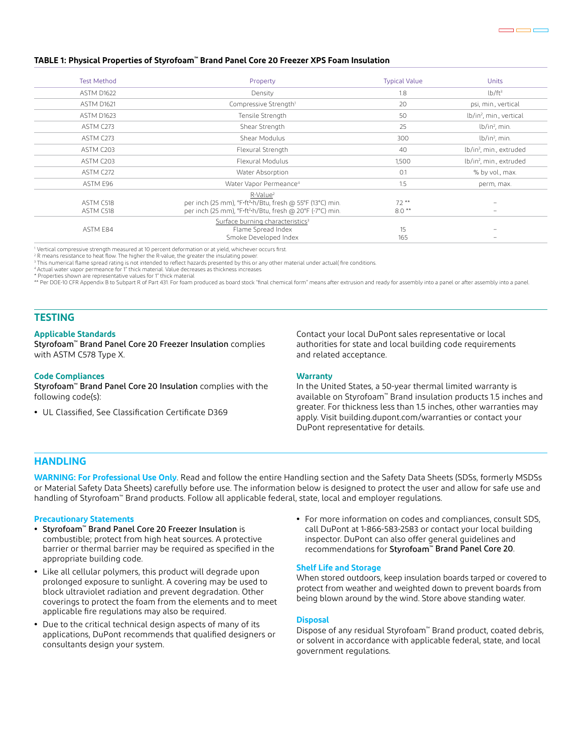**TABLE 1: Physical Properties of Styrofoam™ Brand Panel Core 20 Freezer XPS Foam Insulation**

| Test Method | Property | Typical Value | Units |
|---|---|---|---|
| ASTM D1622 | Density | 1.8 | $lb/ft^3$ |
| ASTM D1621 | Compressive Strength[1] | 20 | psi, min., vertical |
| ASTM D1623 | Tensile Strength | 50 | $lb/in^2$, min., vertical |
| ASTM C273 | Shear Strength | 25 | $lb/in^2$, min. |
| ASTM C273 | Shear Modulus | 300 | $lb/in^2$, min. |
| ASTM C203 | Flexural Strength | 40 | $lb/in^2$, min., extruded |
| ASTM C203 | Flexural Modulus | 1,500 | $lb/in^2$, min., extruded |
| ASTM C272 | Water Absorption | 0.1 | % by vol., max. |
| ASTM E96 | Water Vapor Permeance[4] | 1.5 | perm, max. |
| | R-Value[2] | | |
| ASTM C518 | per inch (25 mm), °F•ft²•h/Btu, fresh @ 55°F (13°C) min. | 7.2 ** | – |
| ASTM C518 | per inch (25 mm), °F•ft²•h/Btu, fresh @ 20°F (-7°C) min. | 8.0 ** | – |
| | Surface burning characteristics[3] | | |
| ASTM E84 | Flame Spread Index | 15 | – |
| | Smoke Developed Index | 165 | – |

[1] Vertical compressive strength measured at 10 percent deformation or at yield, whichever occurs first.
[2] R means resistance to heat flow. The higher the R-value, the greater the insulating power.
[3] This numerical flame spread rating is not intended to reflect hazards presented by this or any other material under actual( fire conditions.
[4] Actual water vapor permeance for 1" thick material. Value decreases as thickness increases
\* Properties shown are representative values for 1" thick material
\** Per DOE-10 CFR Appendix B to Subpart R of Part 431. For foam produced as board stock "final chemical form" means after extrusion and ready for assembly into a panel or after assembly into a panel.

## TESTING

### Applicable Standards

Styrofoam™ Brand Panel Core 20 Freezer Insulation complies with ASTM C578 Type X.

### Code Compliances

Styrofoam™ Brand Panel Core 20 Insulation complies with the following code(s):

- UL Classified, See Classification Certificate D369

Contact your local DuPont sales representative or local authorities for state and local building code requirements and related acceptance.

### Warranty

In the United States, a 50-year thermal limited warranty is available on Styrofoam™ Brand insulation products 1.5 inches and greater. For thickness less than 1.5 inches, other warranties may apply. Visit building.dupont.com/warranties or contact your DuPont representative for details.

## HANDLING

**WARNING: For Professional Use Only**. Read and follow the entire Handling section and the Safety Data Sheets (SDSs, formerly MSDSs or Material Safety Data Sheets) carefully before use. The information below is designed to protect the user and allow for safe use and handling of Styrofoam™ Brand products. Follow all applicable federal, state, local and employer regulations.

### Precautionary Statements

- Styrofoam™ Brand Panel Core 20 Freezer Insulation is combustible; protect from high heat sources. A protective barrier or thermal barrier may be required as specified in the appropriate building code.
- Like all cellular polymers, this product will degrade upon prolonged exposure to sunlight. A covering may be used to block ultraviolet radiation and prevent degradation. Other coverings to protect the foam from the elements and to meet applicable fire regulations may also be required.
- Due to the critical technical design aspects of many of its applications, DuPont recommends that qualified designers or consultants design your system.
- For more information on codes and compliances, consult SDS, call DuPont at 1-866-583-2583 or contact your local building inspector. DuPont can also offer general guidelines and recommendations for Styrofoam™ Brand Panel Core 20.

### Shelf Life and Storage

When stored outdoors, keep insulation boards tarped or covered to protect from weather and weighted down to prevent boards from being blown around by the wind. Store above standing water.

### Disposal

Dispose of any residual Styrofoam™ Brand product, coated debris, or solvent in accordance with applicable federal, state, and local government regulations.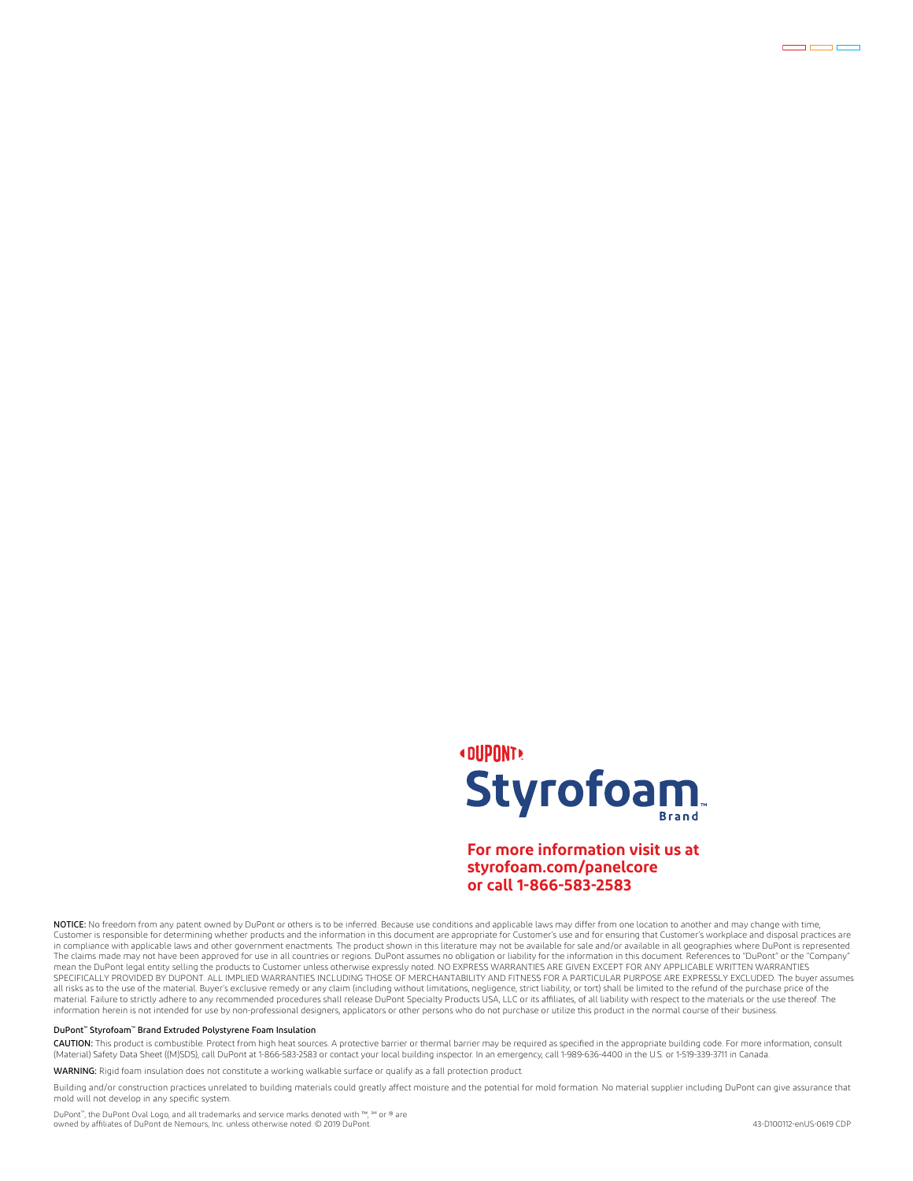DUPONT

Styrofoam™ Brand

**For more information visit us at styrofoam.com/panelcore or call 1-866-583-2583**

**NOTICE:** No freedom from any patent owned by DuPont or others is to be inferred. Because use conditions and applicable laws may differ from one location to another and may change with time, Customer is responsible for determining whether products and the information in this document are appropriate for Customer's use and for ensuring that Customer's workplace and disposal practices are in compliance with applicable laws and other government enactments. The product shown in this literature may not be available for sale and/or available in all geographies where DuPont is represented. The claims made may not have been approved for use in all countries or regions. DuPont assumes no obligation or liability for the information in this document. References to "DuPont" or the "Company" mean the DuPont legal entity selling the products to Customer unless otherwise expressly noted. NO EXPRESS WARRANTIES ARE GIVEN EXCEPT FOR ANY APPLICABLE WRITTEN WARRANTIES SPECIFICALLY PROVIDED BY DUPONT. ALL IMPLIED WARRANTIES INCLUDING THOSE OF MERCHANTABILITY AND FITNESS FOR A PARTICULAR PURPOSE ARE EXPRESSLY EXCLUDED. The buyer assumes all risks as to the use of the material. Buyer's exclusive remedy or any claim (including without limitations, negligence, strict liability, or tort) shall be limited to the refund of the purchase price of the material. Failure to strictly adhere to any recommended procedures shall release DuPont Specialty Products USA, LLC or its affiliates, of all liability with respect to the materials or the use thereof. The information herein is not intended for use by non-professional designers, applicators or other persons who do not purchase or utilize this product in the normal course of their business.

DuPont™ Styrofoam™ Brand Extruded Polystyrene Foam Insulation

**CAUTION:** This product is combustible. Protect from high heat sources. A protective barrier or thermal barrier may be required as specified in the appropriate building code. For more information, consult (Material) Safety Data Sheet ((M)SDS), call DuPont at 1-866-583-2583 or contact your local building inspector. In an emergency, call 1-989-636-4400 in the U.S. or 1-519-339-3711 in Canada.

**WARNING:** Rigid foam insulation does not constitute a working walkable surface or qualify as a fall protection product.

Building and/or construction practices unrelated to building materials could greatly affect moisture and the potential for mold formation. No material supplier including DuPont can give assurance that mold will not develop in any specific system.

DuPont™, the DuPont Oval Logo, and all trademarks and service marks denoted with ™, ℠ or ® are owned by affiliates of DuPont de Nemours, Inc. unless otherwise noted. © 2019 DuPont.

43-D100112-enUS-0619 CDP